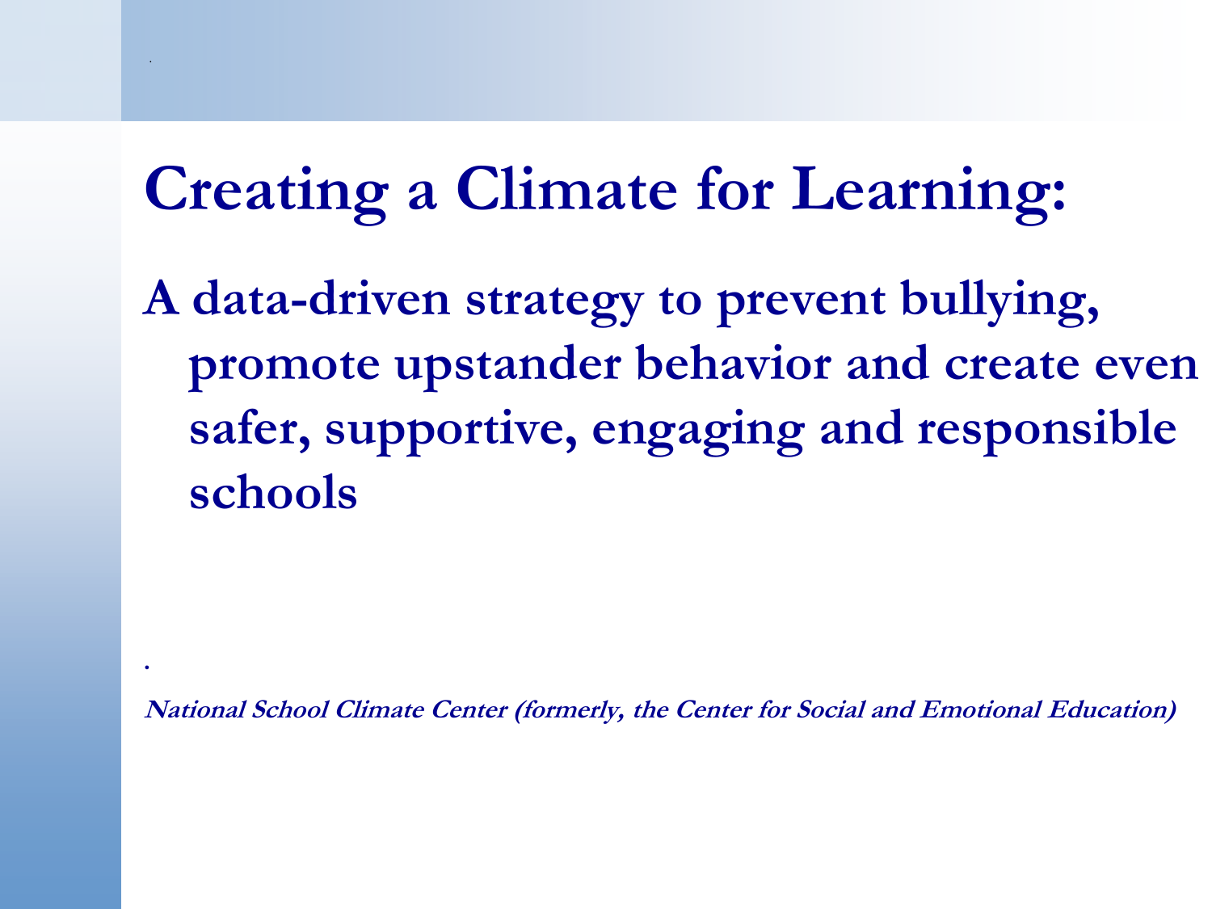# Creating a Climate for Learning:

## A data-driven strategy to prevent bullying, promote upstander behavior and create even safer, supportive, engaging and responsible schools

***National School Climate Center (formerly, the Center for Social and Emotional Education)***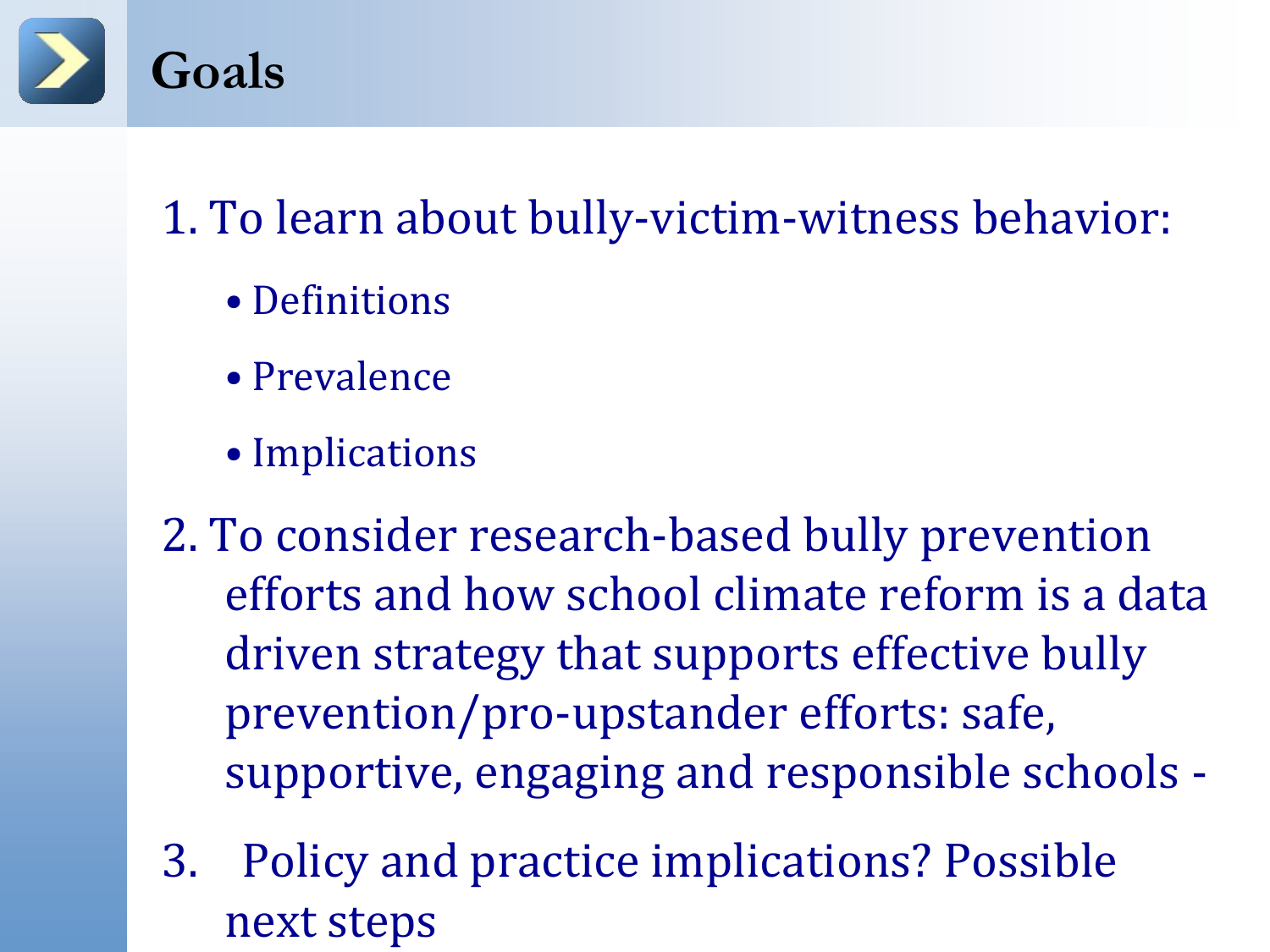# Goals

1. To learn about bully-victim-witness behavior:
   - Definitions
   - Prevalence
   - Implications
2. To consider research-based bully prevention efforts and how school climate reform is a data driven strategy that supports effective bully prevention/pro-upstander efforts: safe, supportive, engaging and responsible schools -
3. Policy and practice implications? Possible next steps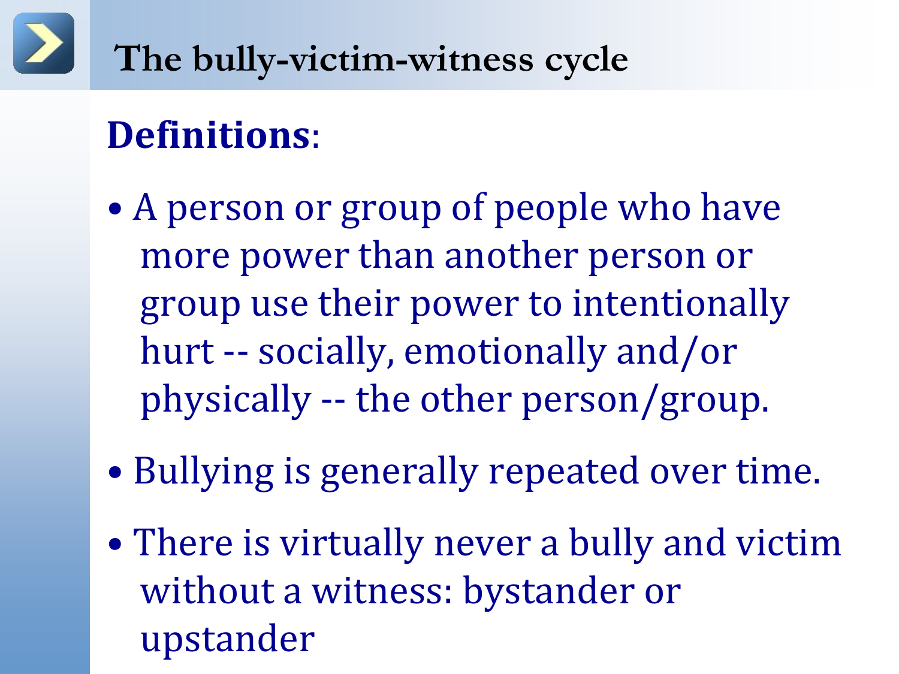# The bully-victim-witness cycle

**Definitions**:

- A person or group of people who have more power than another person or group use their power to intentionally hurt -- socially, emotionally and/or physically -- the other person/group.
- Bullying is generally repeated over time.
- There is virtually never a bully and victim without a witness: bystander or upstander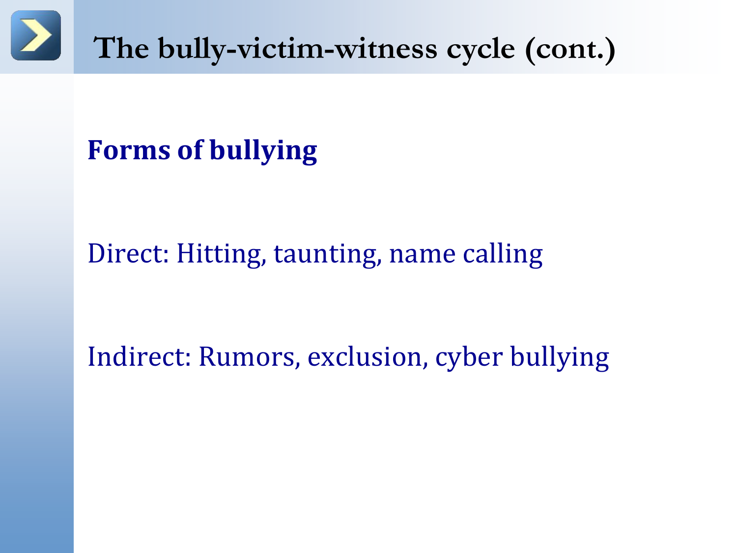# The bully-victim-witness cycle (cont.)

**Forms of bullying**

Direct: Hitting, taunting, name calling

Indirect: Rumors, exclusion, cyber bullying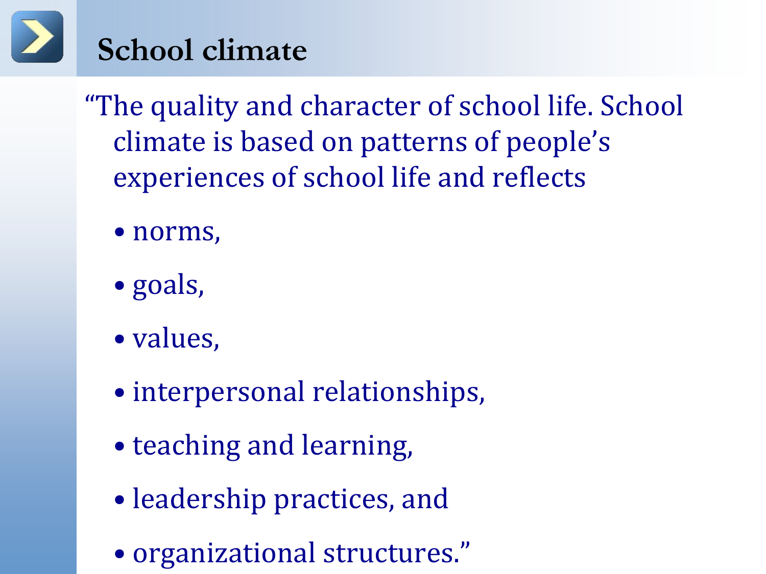## School climate

"The quality and character of school life. School climate is based on patterns of people's experiences of school life and reflects

- norms,
- goals,
- values,
- interpersonal relationships,
- teaching and learning,
- leadership practices, and
- organizational structures."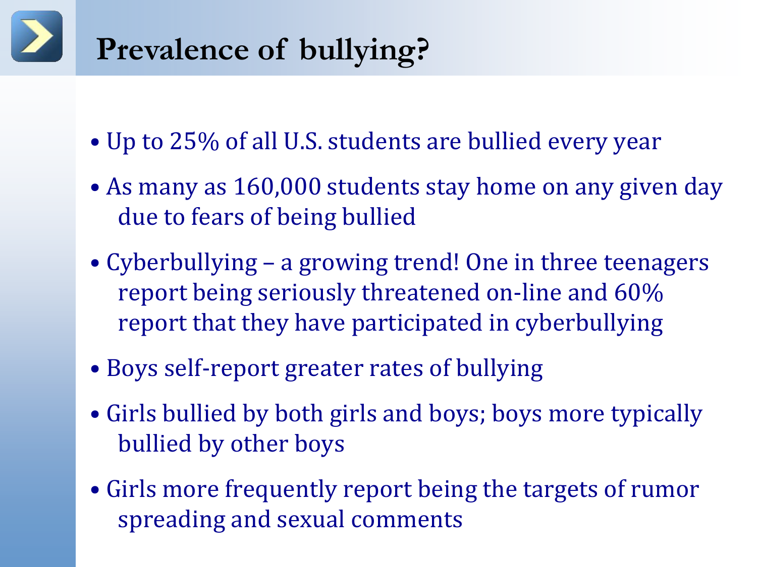# Prevalence of bullying?

- Up to 25% of all U.S. students are bullied every year
- As many as 160,000 students stay home on any given day due to fears of being bullied
- Cyberbullying – a growing trend! One in three teenagers report being seriously threatened on-line and 60% report that they have participated in cyberbullying
- Boys self-report greater rates of bullying
- Girls bullied by both girls and boys; boys more typically bullied by other boys
- Girls more frequently report being the targets of rumor spreading and sexual comments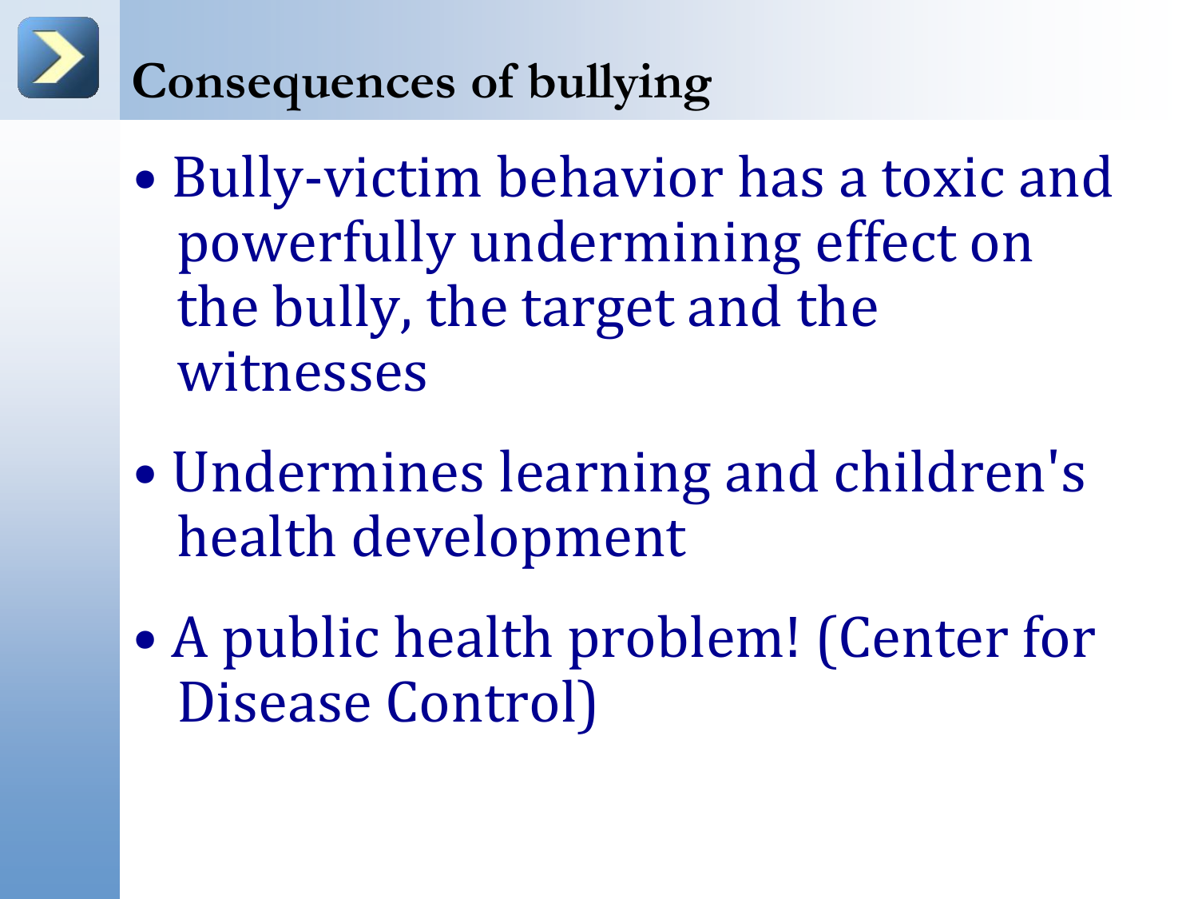# Consequences of bullying

- Bully-victim behavior has a toxic and powerfully undermining effect on the bully, the target and the witnesses
- Undermines learning and children's health development
- A public health problem! (Center for Disease Control)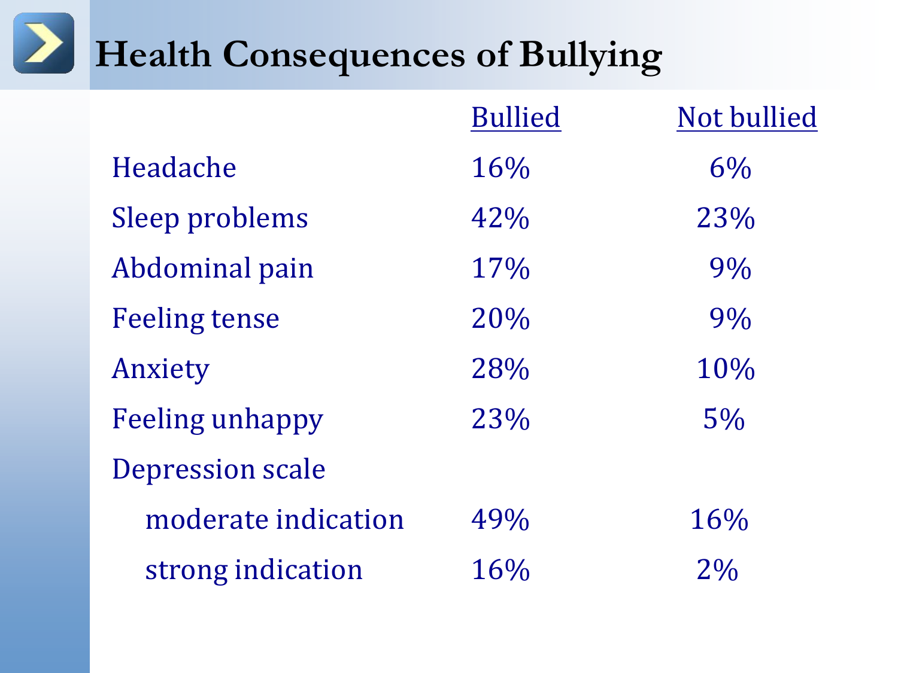# Health Consequences of Bullying

| | Bullied | Not bullied |
|---|---|---|
| Headache | 16% | 6% |
| Sleep problems | 42% | 23% |
| Abdominal pain | 17% | 9% |
| Feeling tense | 20% | 9% |
| Anxiety | 28% | 10% |
| Feeling unhappy | 23% | 5% |
| Depression scale | | |
| moderate indication | 49% | 16% |
| strong indication | 16% | 2% |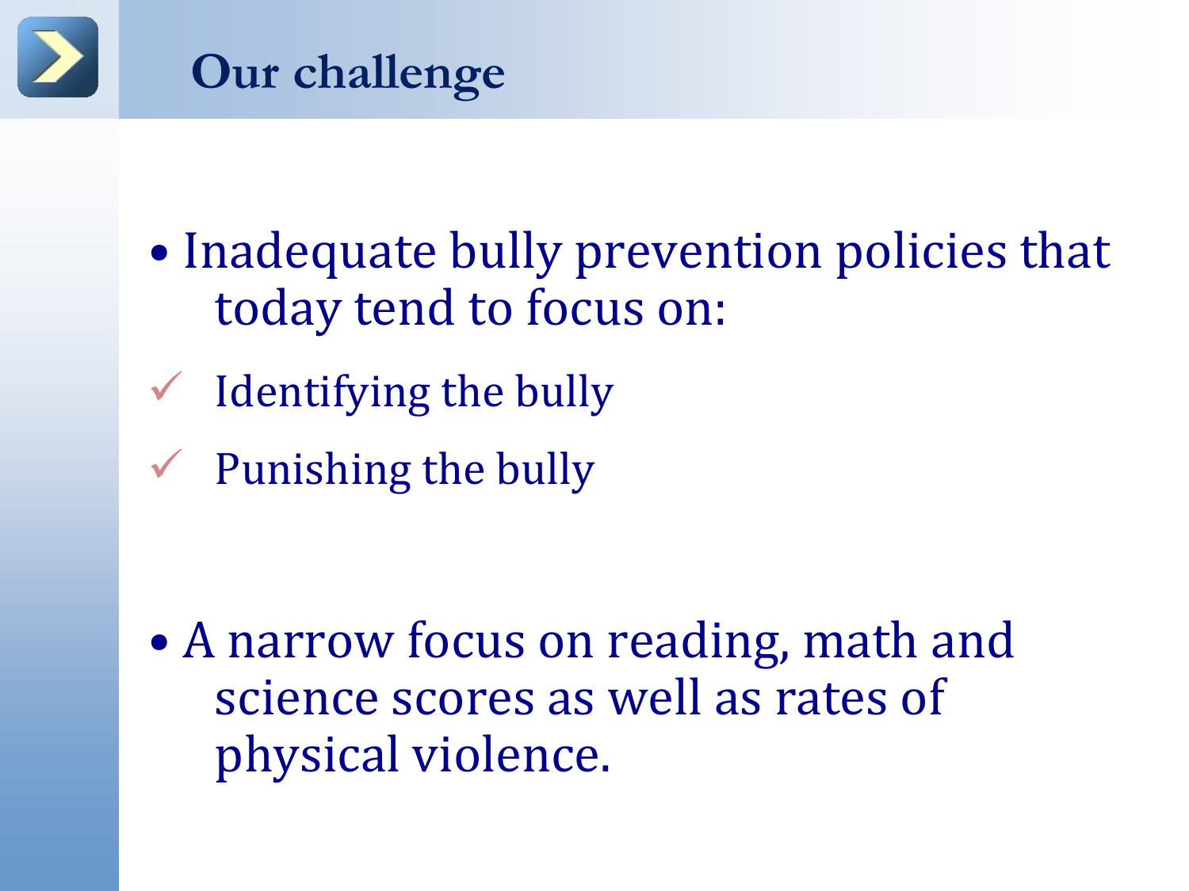# Our challenge

- Inadequate bully prevention policies that today tend to focus on:
  - ✓ Identifying the bully
  - ✓ Punishing the bully

- A narrow focus on reading, math and science scores as well as rates of physical violence.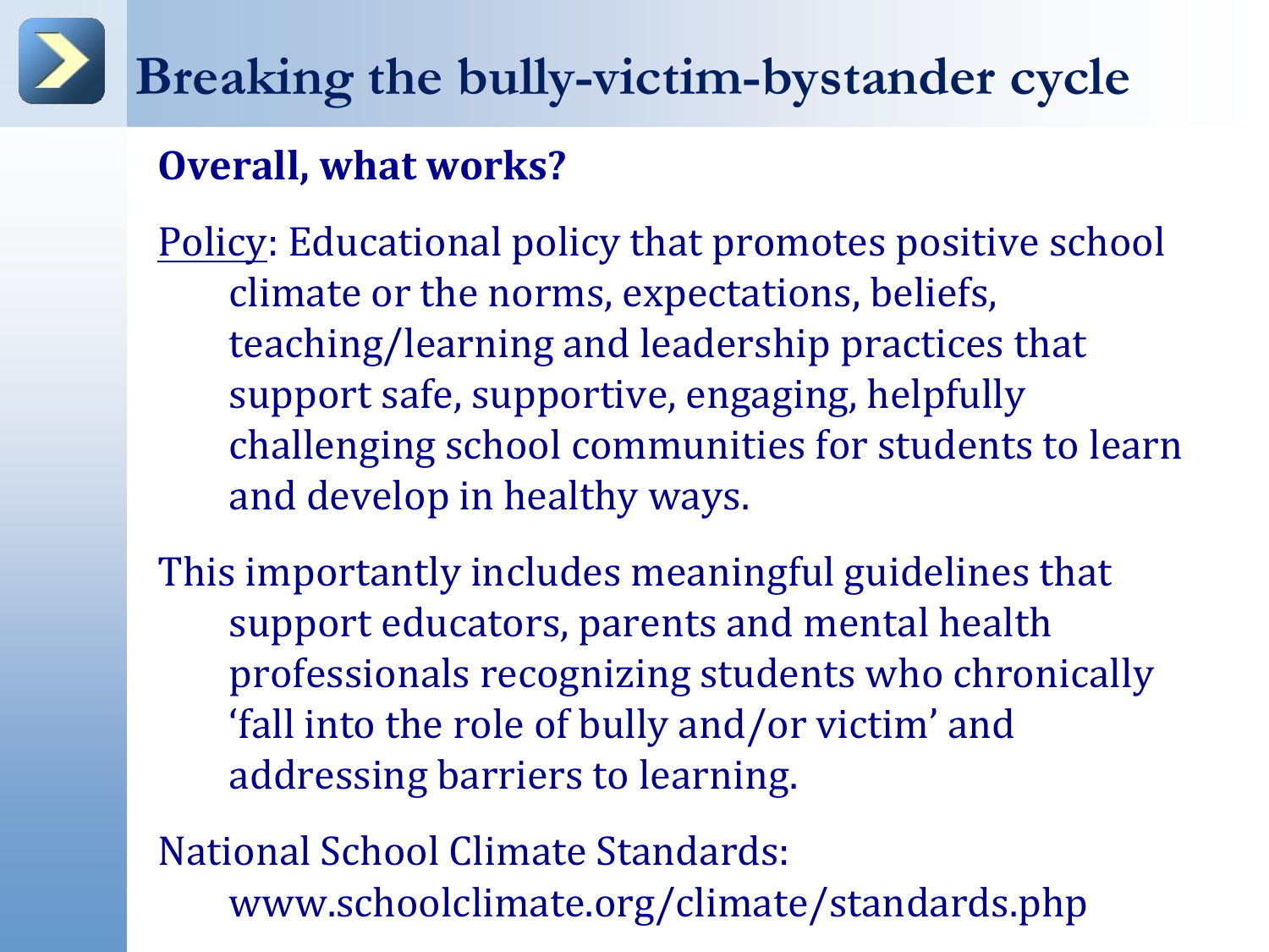# Breaking the bully-victim-bystander cycle

**Overall, what works?**

Policy: Educational policy that promotes positive school climate or the norms, expectations, beliefs, teaching/learning and leadership practices that support safe, supportive, engaging, helpfully challenging school communities for students to learn and develop in healthy ways.

This importantly includes meaningful guidelines that support educators, parents and mental health professionals recognizing students who chronically 'fall into the role of bully and/or victim' and addressing barriers to learning.

National School Climate Standards: www.schoolclimate.org/climate/standards.php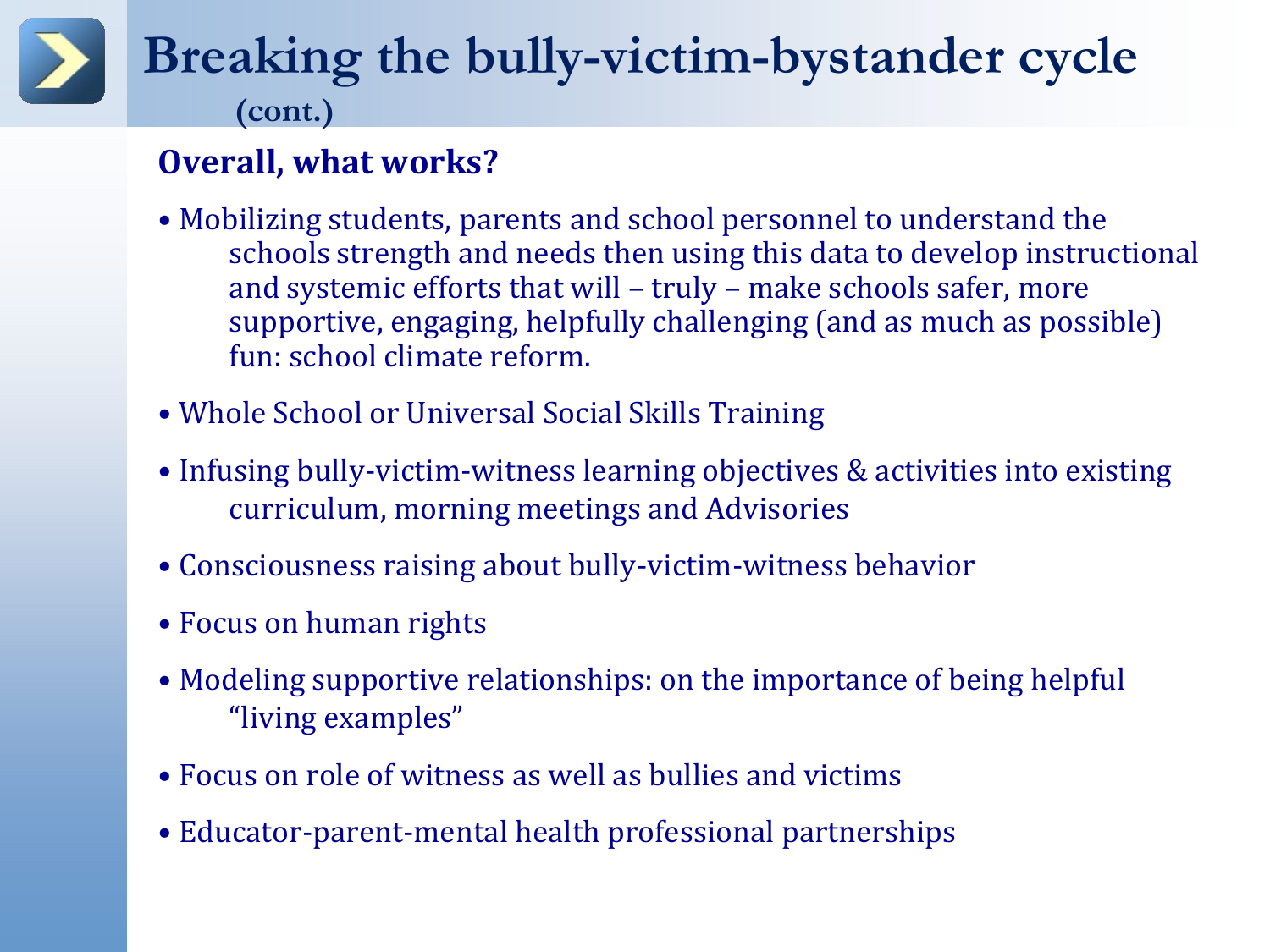# Breaking the bully-victim-bystander cycle (cont.)

**Overall, what works?**

- Mobilizing students, parents and school personnel to understand the schools strength and needs then using this data to develop instructional and systemic efforts that will – truly – make schools safer, more supportive, engaging, helpfully challenging (and as much as possible) fun: school climate reform.
- Whole School or Universal Social Skills Training
- Infusing bully-victim-witness learning objectives & activities into existing curriculum, morning meetings and Advisories
- Consciousness raising about bully-victim-witness behavior
- Focus on human rights
- Modeling supportive relationships: on the importance of being helpful "living examples"
- Focus on role of witness as well as bullies and victims
- Educator-parent-mental health professional partnerships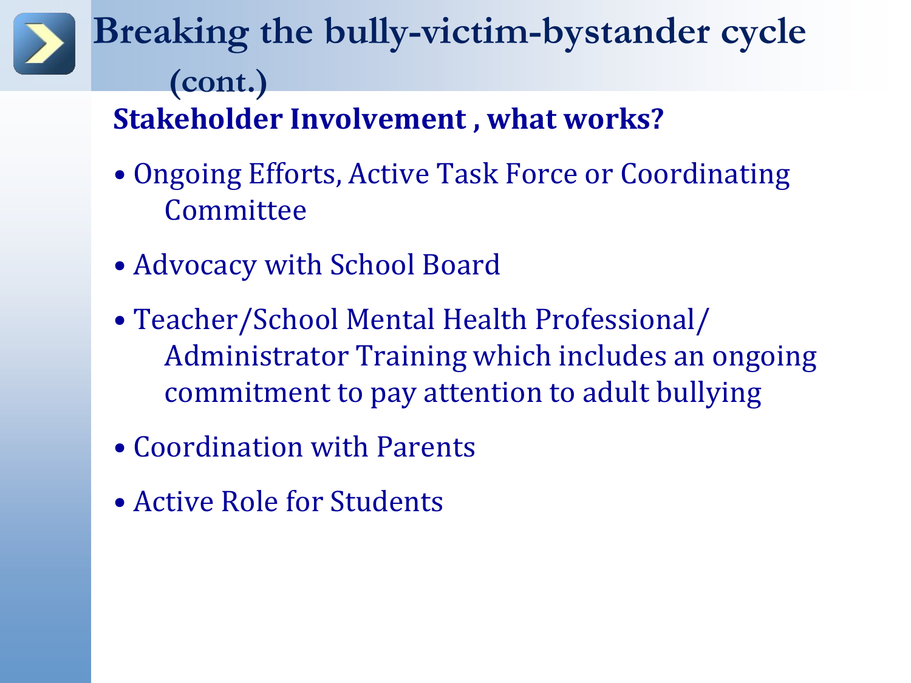# Breaking the bully-victim-bystander cycle (cont.)

**Stakeholder Involvement , what works?**

- Ongoing Efforts, Active Task Force or Coordinating Committee
- Advocacy with School Board
- Teacher/School Mental Health Professional/ Administrator Training which includes an ongoing commitment to pay attention to adult bullying
- Coordination with Parents
- Active Role for Students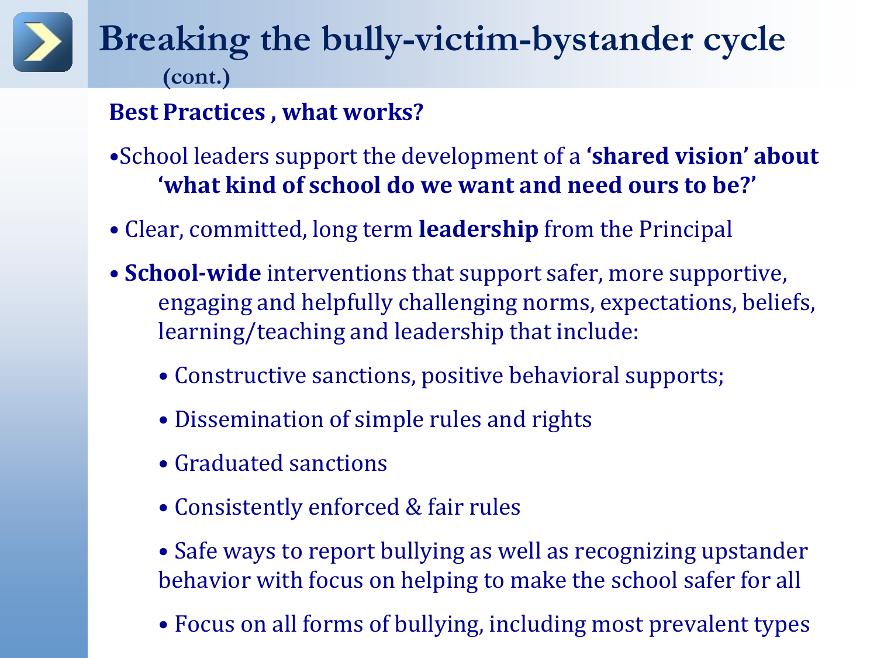# Breaking the bully-victim-bystander cycle (cont.)

**Best Practices , what works?**

- School leaders support the development of a **'shared vision' about 'what kind of school do we want and need ours to be?'**
- Clear, committed, long term **leadership** from the Principal
- **School-wide** interventions that support safer, more supportive, engaging and helpfully challenging norms, expectations, beliefs, learning/teaching and leadership that include:
  - Constructive sanctions, positive behavioral supports;
  - Dissemination of simple rules and rights
  - Graduated sanctions
  - Consistently enforced & fair rules
  - Safe ways to report bullying as well as recognizing upstander behavior with focus on helping to make the school safer for all
  - Focus on all forms of bullying, including most prevalent types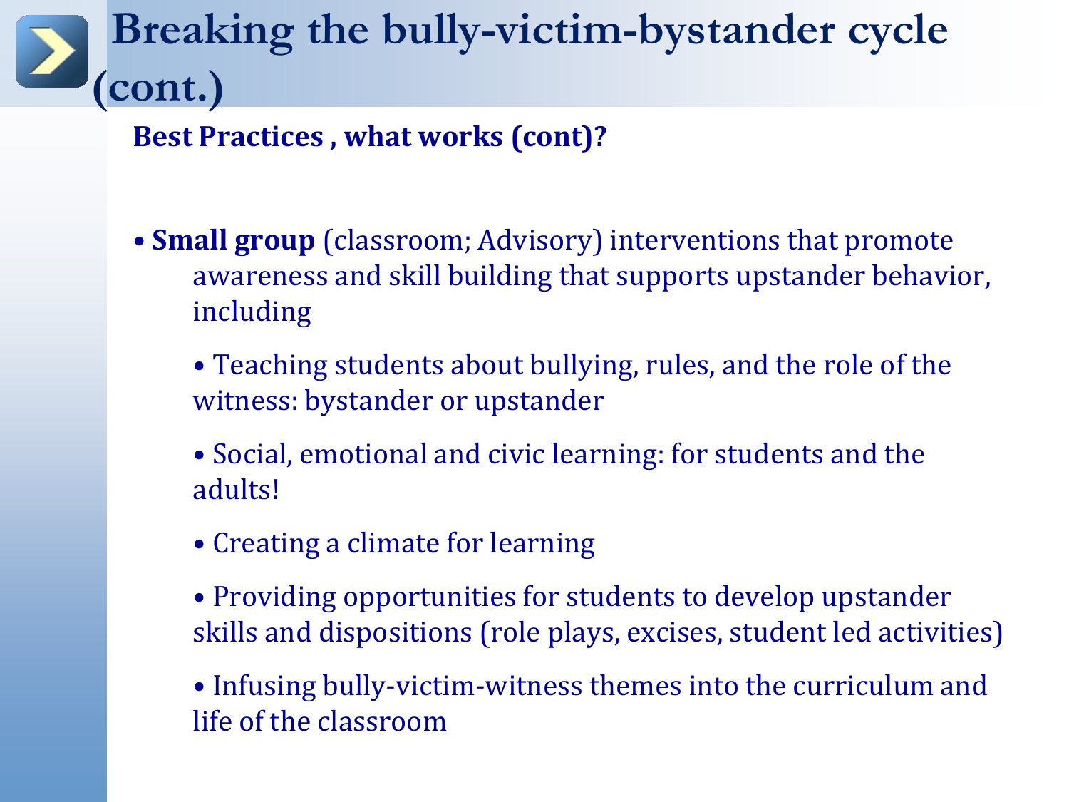# Breaking the bully-victim-bystander cycle (cont.)

**Best Practices , what works (cont)?**

- **Small group** (classroom; Advisory) interventions that promote awareness and skill building that supports upstander behavior, including
  - Teaching students about bullying, rules, and the role of the witness: bystander or upstander
  - Social, emotional and civic learning: for students and the adults!
  - Creating a climate for learning
  - Providing opportunities for students to develop upstander skills and dispositions (role plays, excises, student led activities)
  - Infusing bully-victim-witness themes into the curriculum and life of the classroom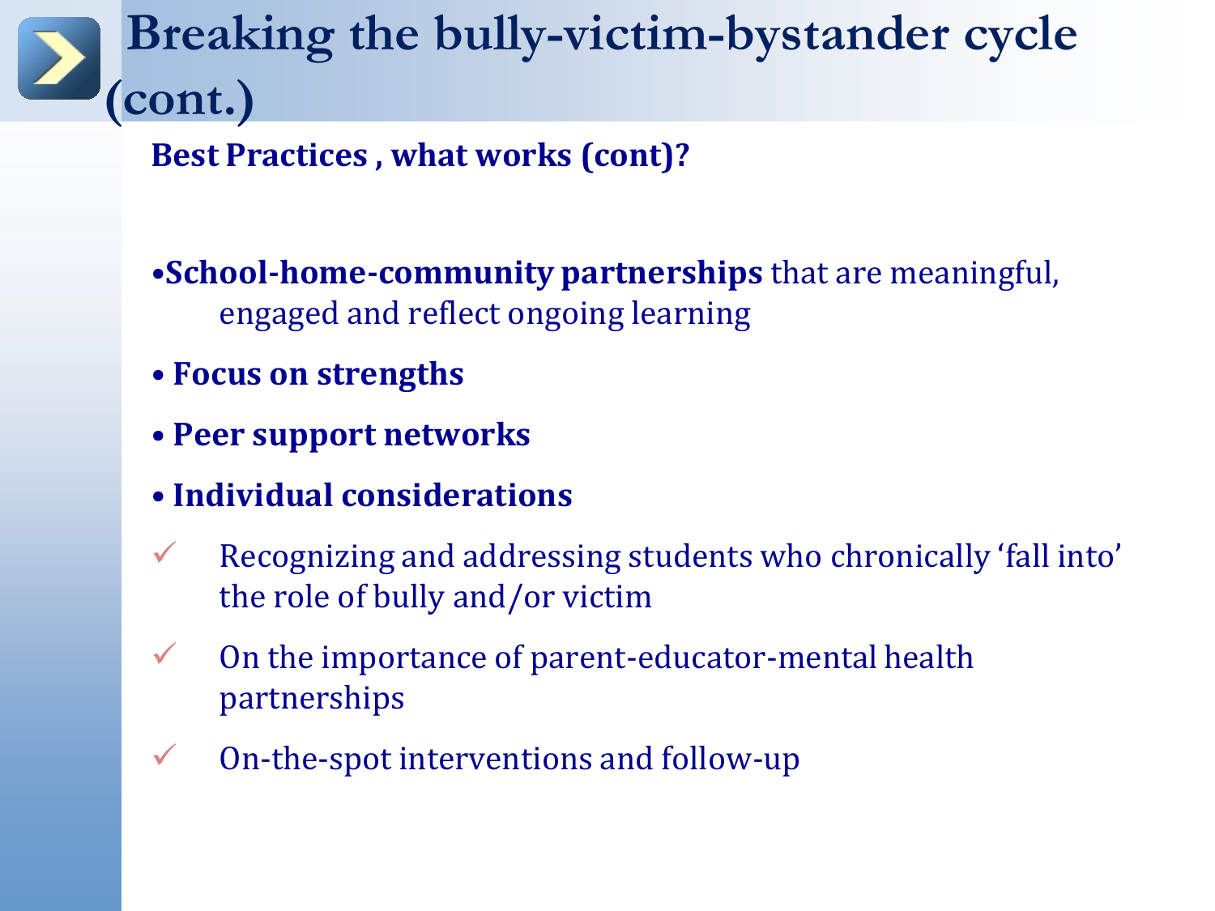# Breaking the bully-victim-bystander cycle (cont.)

**Best Practices , what works (cont)?**

- **School-home-community partnerships** that are meaningful, engaged and reflect ongoing learning
- **Focus on strengths**
- **Peer support networks**
- **Individual considerations**
  - ✓ Recognizing and addressing students who chronically 'fall into' the role of bully and/or victim
  - ✓ On the importance of parent-educator-mental health partnerships
  - ✓ On-the-spot interventions and follow-up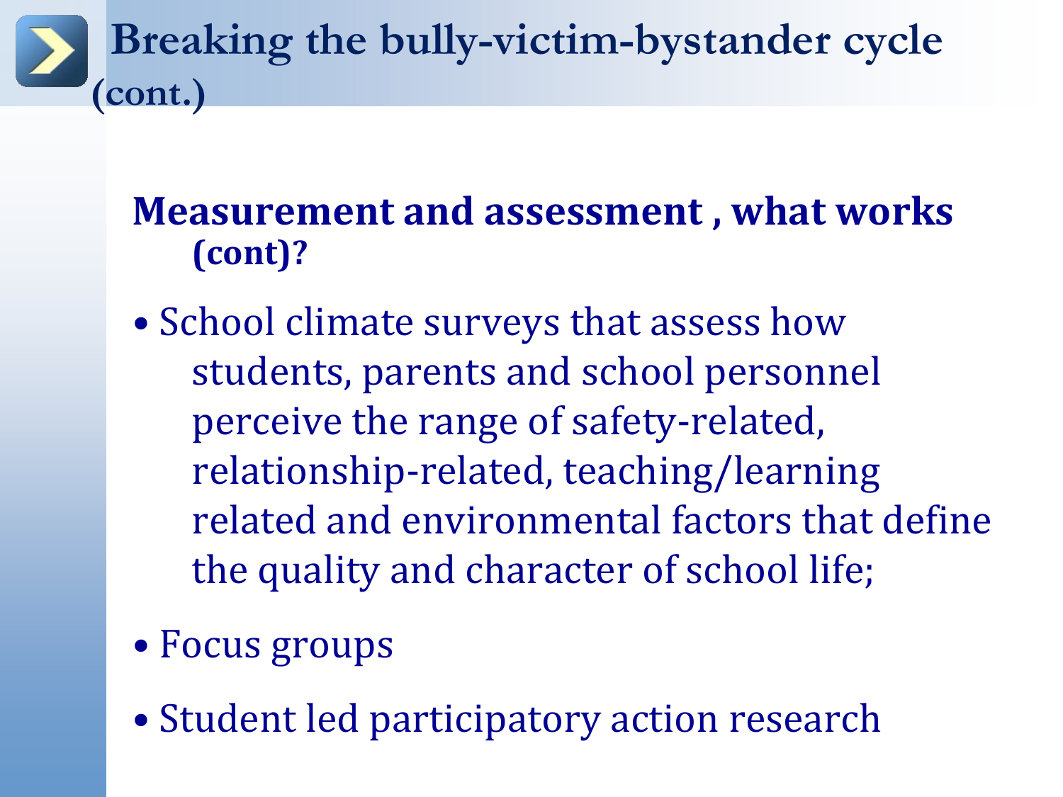# Breaking the bully-victim-bystander cycle (cont.)

**Measurement and assessment , what works (cont)?**

- School climate surveys that assess how students, parents and school personnel perceive the range of safety-related, relationship-related, teaching/learning related and environmental factors that define the quality and character of school life;
- Focus groups
- Student led participatory action research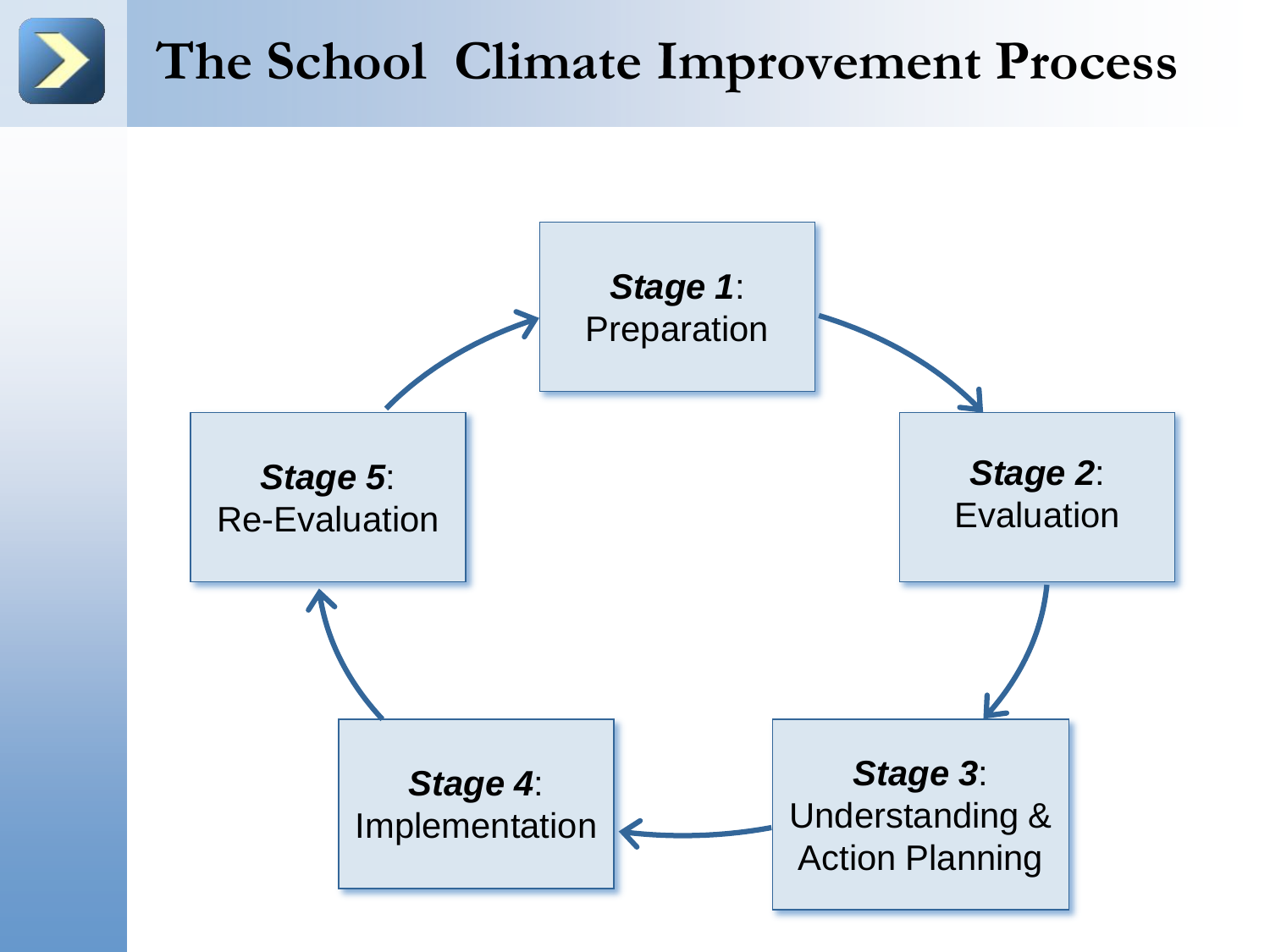# The School Climate Improvement Process

***Stage 1***: Preparation

***Stage 2***: Evaluation

***Stage 3***: Understanding & Action Planning

***Stage 4***: Implementation

***Stage 5***: Re-Evaluation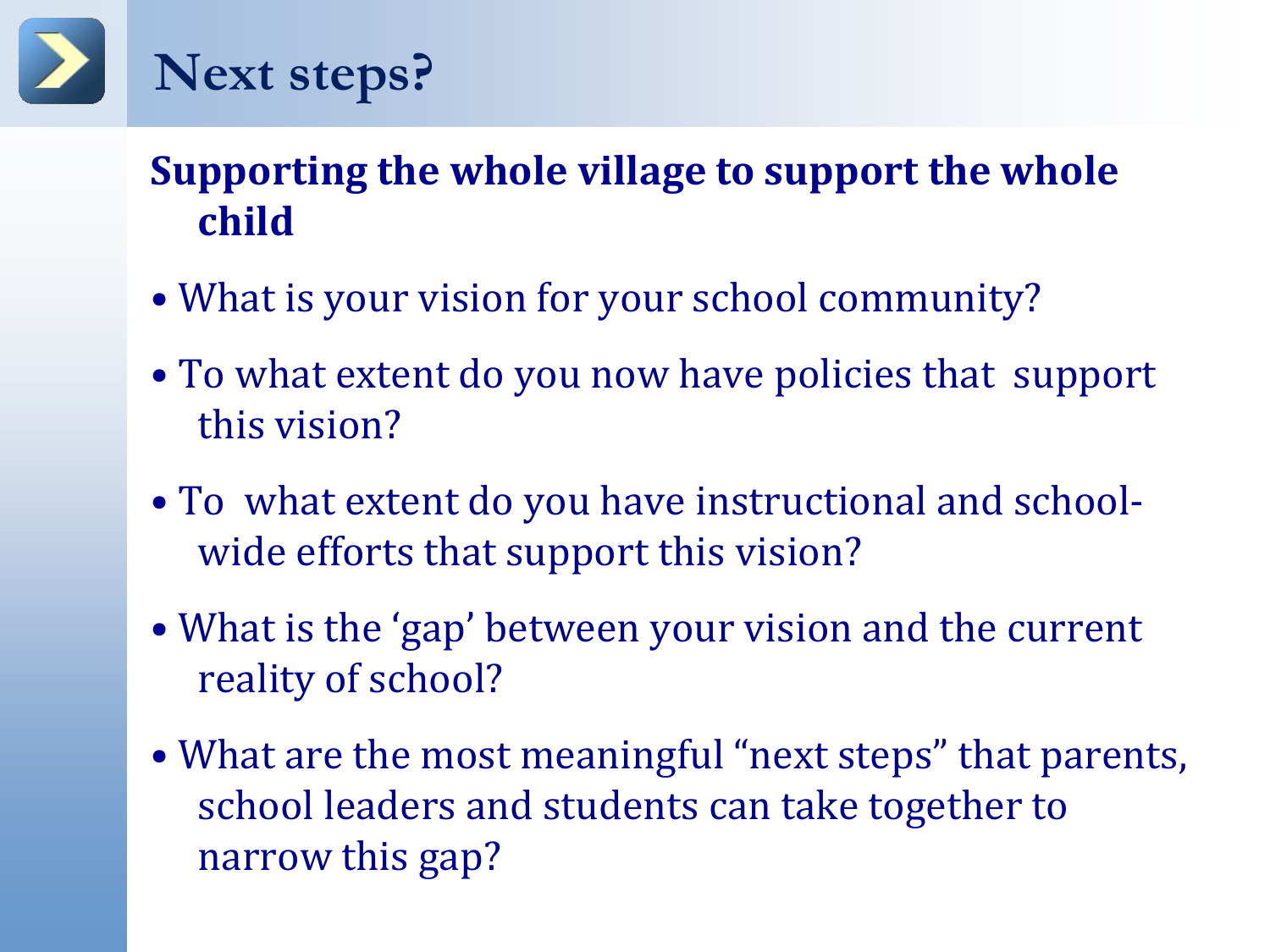# Next steps?

**Supporting the whole village to support the whole child**

- What is your vision for your school community?
- To what extent do you now have policies that support this vision?
- To what extent do you have instructional and school-wide efforts that support this vision?
- What is the 'gap' between your vision and the current reality of school?
- What are the most meaningful "next steps" that parents, school leaders and students can take together to narrow this gap?